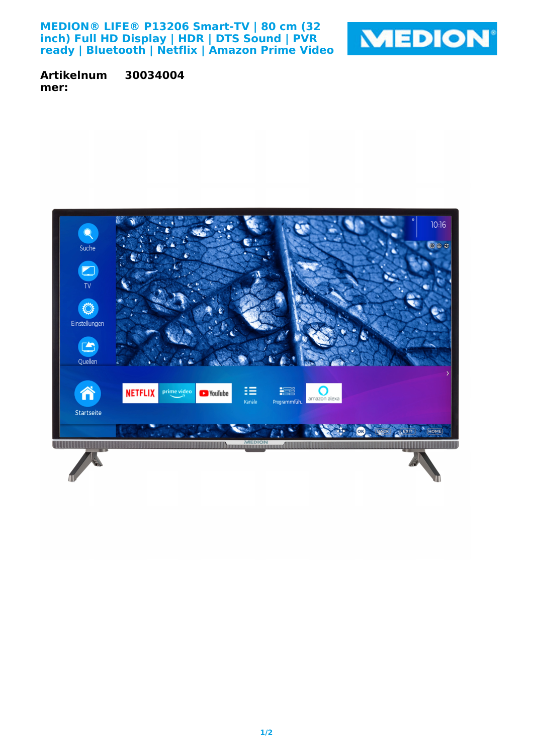# MEDION® LIFE® P13206 Smart-TV | 80 cm (32 inch) Full HD Display | HDR | DTS Sound | PVR ready | Bluetooth | Netflix | Amazon Prime Video

**Artikelnummer:** **30034004**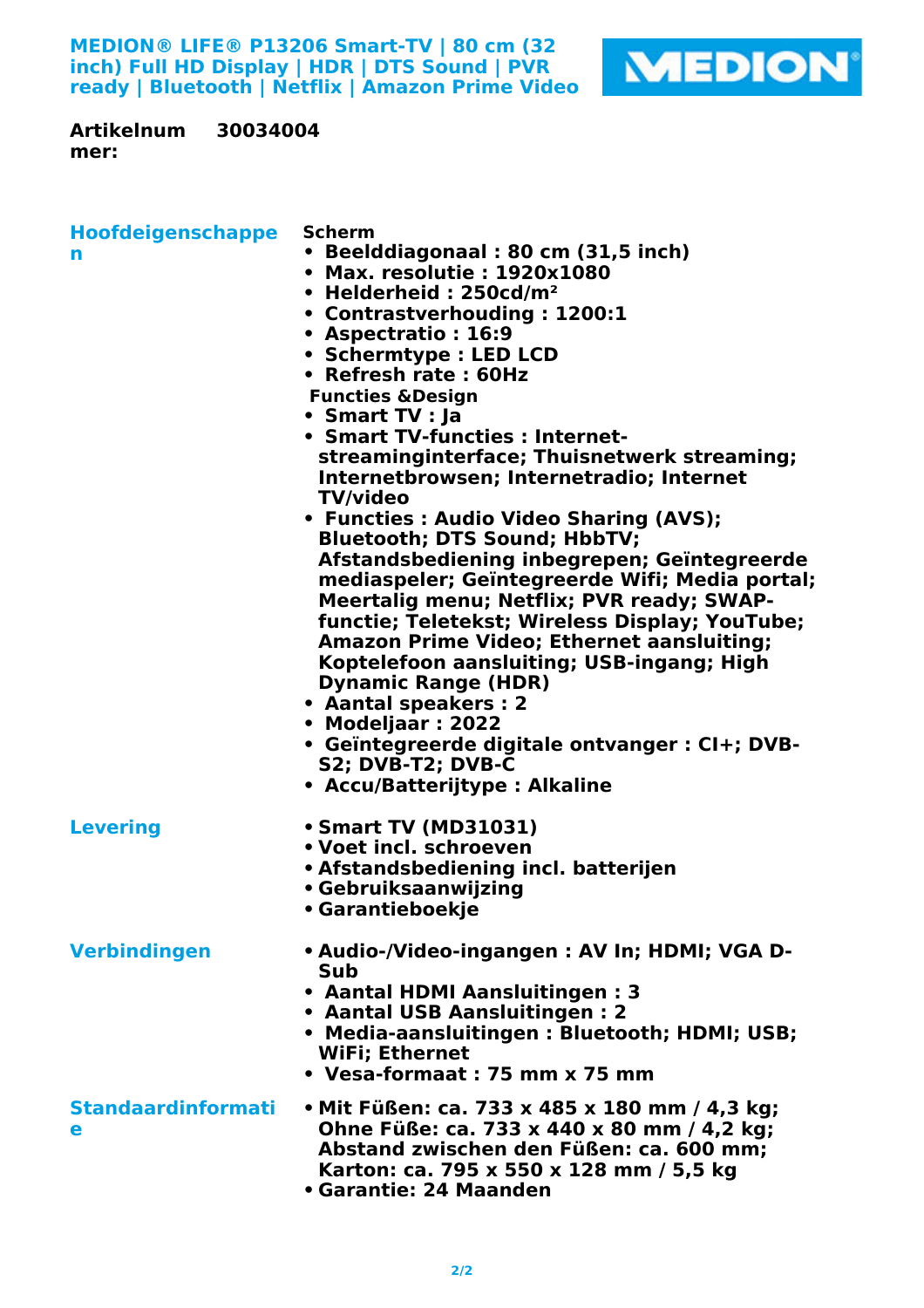# MEDION® LIFE® P13206 Smart-TV | 80 cm (32 inch) Full HD Display | HDR | DTS Sound | PVR ready | Bluetooth | Netflix | Amazon Prime Video

MEDION®

**Artikelnummer:** 30034004

## Hoofdeigenschappen

**Scherm**

- **Beelddiagonaal : 80 cm (31,5 inch)**
- **Max. resolutie : 1920x1080**
- **Helderheid : 250cd/m²**
- **Contrastverhouding : 1200:1**
- **Aspectratio : 16:9**
- **Schermtype : LED LCD**
- **Refresh rate : 60Hz**

**Functies &Design**

- **Smart TV : Ja**
- **Smart TV-functies : Internet-streaminginterface; Thuisnetwerk streaming; Internetbrowsen; Internetradio; Internet TV/video**
- **Functies : Audio Video Sharing (AVS); Bluetooth; DTS Sound; HbbTV; Afstandsbediening inbegrepen; Geïntegreerde mediaspeler; Geïntegreerde Wifi; Media portal; Meertalig menu; Netflix; PVR ready; SWAP-functie; Teletekst; Wireless Display; YouTube; Amazon Prime Video; Ethernet aansluiting; Koptelefoon aansluiting; USB-ingang; High Dynamic Range (HDR)**
- **Aantal speakers : 2**
- **Modeljaar : 2022**
- **Geïntegreerde digitale ontvanger : CI+; DVB-S2; DVB-T2; DVB-C**
- **Accu/Batterijtype : Alkaline**

## Levering

- **Smart TV (MD31031)**
- **Voet incl. schroeven**
- **Afstandsbediening incl. batterijen**
- **Gebruiksaanwijzing**
- **Garantieboekje**

## Verbindingen

- **Audio-/Video-ingangen : AV In; HDMI; VGA D-Sub**
- **Aantal HDMI Aansluitingen : 3**
- **Aantal USB Aansluitingen : 2**
- **Media-aansluitingen : Bluetooth; HDMI; USB; WiFi; Ethernet**
- **Vesa-formaat : 75 mm x 75 mm**

## Standaardinformatie

- **Mit Füßen: ca. 733 x 485 x 180 mm / 4,3 kg; Ohne Füße: ca. 733 x 440 x 80 mm / 4,2 kg; Abstand zwischen den Füßen: ca. 600 mm; Karton: ca. 795 x 550 x 128 mm / 5,5 kg**
- **Garantie: 24 Maanden**